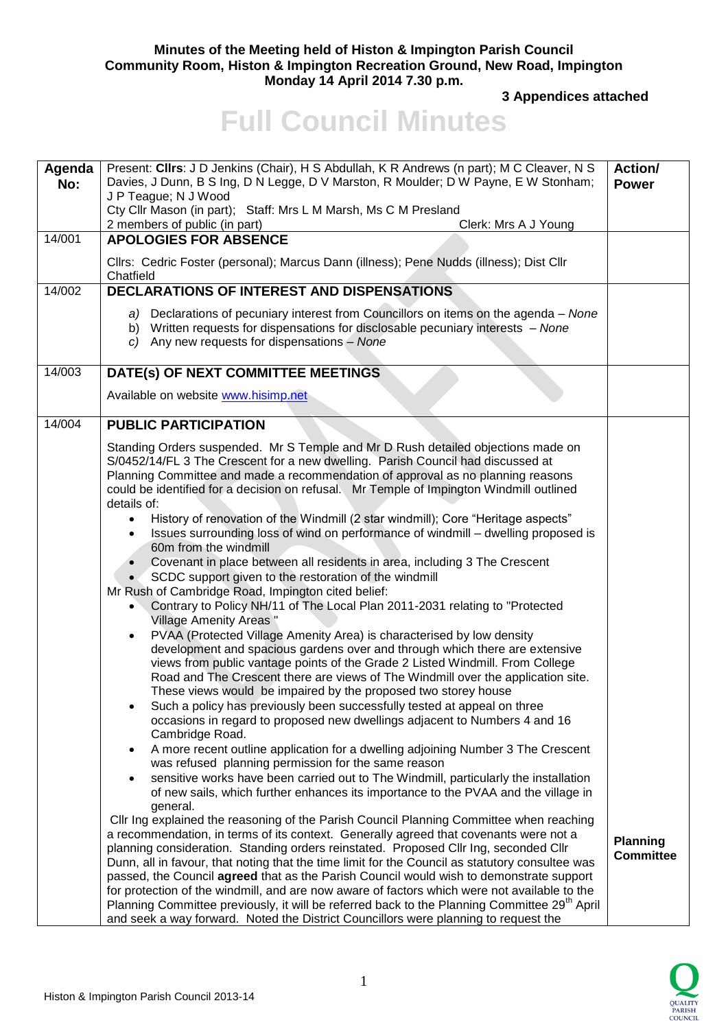**Minutes of the Meeting held of Histon & Impington Parish Council**
**Community Room, Histon & Impington Recreation Ground, New Road, Impington**
**Monday 14 April 2014 7.30 p.m.**

**3 Appendices attached**

# Full Council Minutes

| Agenda No: | Present: **Cllrs**: J D Jenkins (Chair), H S Abdullah, K R Andrews (n part); M C Cleaver, N S Davies, J Dunn, B S Ing, D N Legge, D V Marston, R Moulder; D W Payne, E W Stonham; J P Teague; N J Wood<br>Cty Cllr Mason (in part); Staff: Mrs L M Marsh, Ms C M Presland<br>2 members of public (in part) Clerk: Mrs A J Young | Action/ Power |
|---|---|---|
| 14/001 | **APOLOGIES FOR ABSENCE**<br><br>Cllrs: Cedric Foster (personal); Marcus Dann (illness); Pene Nudds (illness); Dist Cllr Chatfield | |
| 14/002 | **DECLARATIONS OF INTEREST AND DISPENSATIONS**<br><br>a) Declarations of pecuniary interest from Councillors on items on the agenda – *None*<br>b) Written requests for dispensations for disclosable pecuniary interests – *None*<br>c) Any new requests for dispensations – *None* | |
| 14/003 | **DATE(s) OF NEXT COMMITTEE MEETINGS**<br><br>Available on website www.hisimp.net | |
| 14/004 | **PUBLIC PARTICIPATION**<br><br>Standing Orders suspended. Mr S Temple and Mr D Rush detailed objections made on S/0452/14/FL 3 The Crescent for a new dwelling. Parish Council had discussed at Planning Committee and made a recommendation of approval as no planning reasons could be identified for a decision on refusal. Mr Temple of Impington Windmill outlined details of:<br>• History of renovation of the Windmill (2 star windmill); Core "Heritage aspects"<br>• Issues surrounding loss of wind on performance of windmill – dwelling proposed is 60m from the windmill<br>• Covenant in place between all residents in area, including 3 The Crescent<br>• SCDC support given to the restoration of the windmill<br>Mr Rush of Cambridge Road, Impington cited belief:<br>• Contrary to Policy NH/11 of The Local Plan 2011-2031 relating to "Protected Village Amenity Areas "<br>• PVAA (Protected Village Amenity Area) is characterised by low density development and spacious gardens over and through which there are extensive views from public vantage points of the Grade 2 Listed Windmill. From College Road and The Crescent there are views of The Windmill over the application site. These views would be impaired by the proposed two storey house<br>• Such a policy has previously been successfully tested at appeal on three occasions in regard to proposed new dwellings adjacent to Numbers 4 and 16 Cambridge Road.<br>• A more recent outline application for a dwelling adjoining Number 3 The Crescent was refused planning permission for the same reason<br>• sensitive works have been carried out to The Windmill, particularly the installation of new sails, which further enhances its importance to the PVAA and the village in general.<br>Cllr Ing explained the reasoning of the Parish Council Planning Committee when reaching a recommendation, in terms of its context. Generally agreed that covenants were not a planning consideration. Standing orders reinstated. Proposed Cllr Ing, seconded Cllr Dunn, all in favour, that noting that the time limit for the Council as statutory consultee was passed, the Council **agreed** that as the Parish Council would wish to demonstrate support for protection of the windmill, and are now aware of factors which were not available to the Planning Committee previously, it will be referred back to the Planning Committee 29th April and seek a way forward. Noted the District Councillors were planning to request the | **Planning Committee** |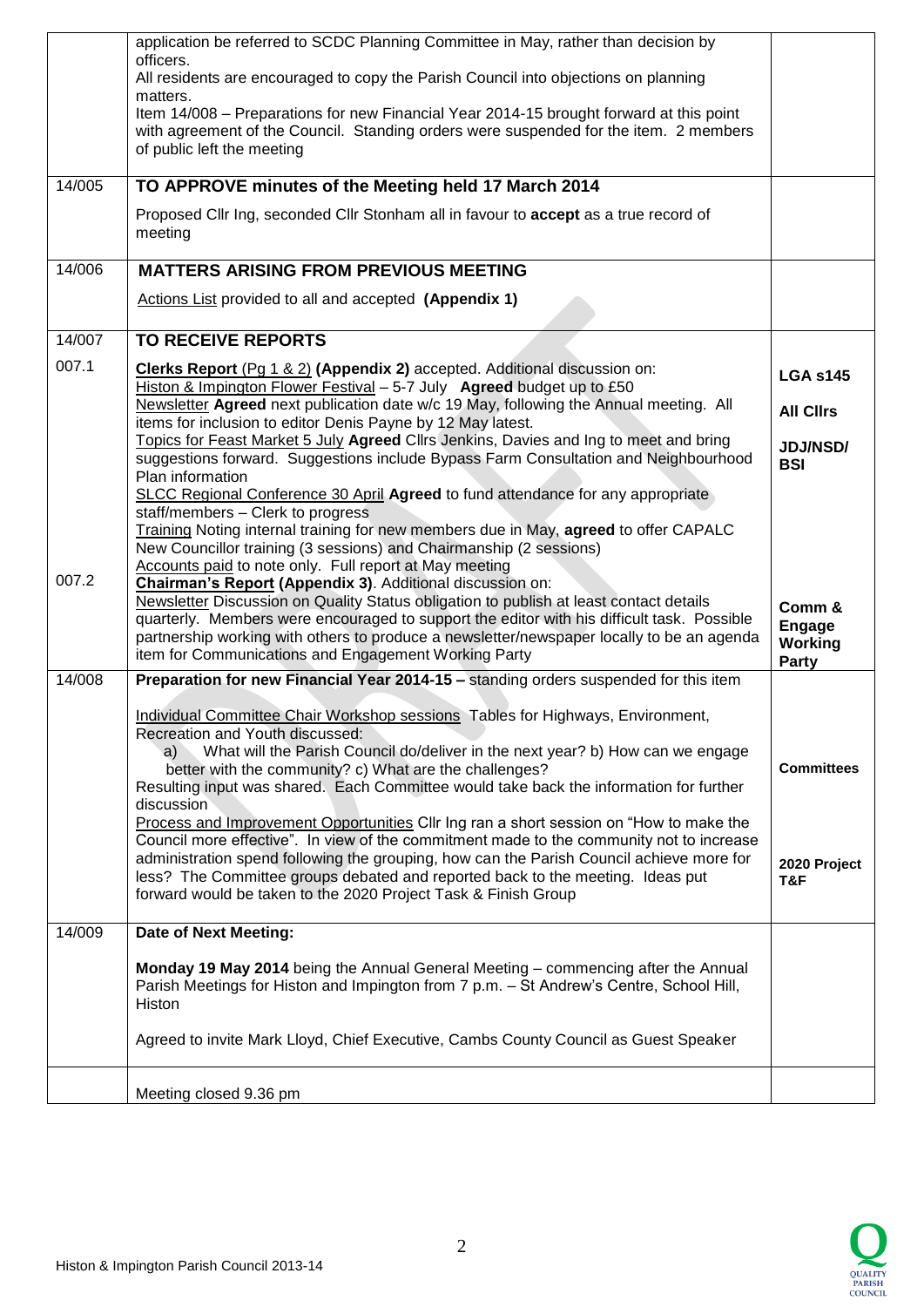| | | |
|---|---|---|
| | application be referred to SCDC Planning Committee in May, rather than decision by officers.<br>All residents are encouraged to copy the Parish Council into objections on planning matters.<br>Item 14/008 – Preparations for new Financial Year 2014-15 brought forward at this point with agreement of the Council. Standing orders were suspended for the item. 2 members of public left the meeting | |
| 14/005 | **TO APPROVE minutes of the Meeting held 17 March 2014**<br><br>Proposed Cllr Ing, seconded Cllr Stonham all in favour to **accept** as a true record of meeting | |
| 14/006 | **MATTERS ARISING FROM PREVIOUS MEETING**<br><br>Actions List provided to all and accepted **(Appendix 1)** | |
| 14/007 | **TO RECEIVE REPORTS** | |
| 007.1 | **Clerks Report** (Pg 1 & 2) **(Appendix 2)** accepted. Additional discussion on:<br>Histon & Impington Flower Festival – 5-7 July **Agreed** budget up to £50<br>Newsletter **Agreed** next publication date w/c 19 May, following the Annual meeting. All items for inclusion to editor Denis Payne by 12 May latest.<br>Topics for Feast Market 5 July **Agreed** Cllrs Jenkins, Davies and Ing to meet and bring suggestions forward. Suggestions include Bypass Farm Consultation and Neighbourhood Plan information<br>SLCC Regional Conference 30 April **Agreed** to fund attendance for any appropriate staff/members – Clerk to progress<br>Training Noting internal training for new members due in May, **agreed** to offer CAPALC New Councillor training (3 sessions) and Chairmanship (2 sessions)<br>Accounts paid to note only. Full report at May meeting | **LGA s145**<br><br>**All Cllrs**<br><br>**JDJ/NSD/ BSI** |
| 007.2 | **Chairman's Report (Appendix 3)**. Additional discussion on:<br>Newsletter Discussion on Quality Status obligation to publish at least contact details quarterly. Members were encouraged to support the editor with his difficult task. Possible partnership working with others to produce a newsletter/newspaper locally to be an agenda item for Communications and Engagement Working Party | **Comm & Engage Working Party** |
| 14/008 | **Preparation for new Financial Year 2014-15 –** standing orders suspended for this item<br><br>Individual Committee Chair Workshop sessions Tables for Highways, Environment, Recreation and Youth discussed:<br>a) What will the Parish Council do/deliver in the next year? b) How can we engage better with the community? c) What are the challenges?<br>Resulting input was shared. Each Committee would take back the information for further discussion<br>Process and Improvement Opportunities Cllr Ing ran a short session on "How to make the Council more effective". In view of the commitment made to the community not to increase administration spend following the grouping, how can the Parish Council achieve more for less? The Committee groups debated and reported back to the meeting. Ideas put forward would be taken to the 2020 Project Task & Finish Group | **Committees**<br><br>**2020 Project T&F** |
| 14/009 | **Date of Next Meeting:**<br><br>**Monday 19 May 2014** being the Annual General Meeting – commencing after the Annual Parish Meetings for Histon and Impington from 7 p.m. – St Andrew's Centre, School Hill, Histon<br><br>Agreed to invite Mark Lloyd, Chief Executive, Cambs County Council as Guest Speaker | |
| | Meeting closed 9.36 pm | |